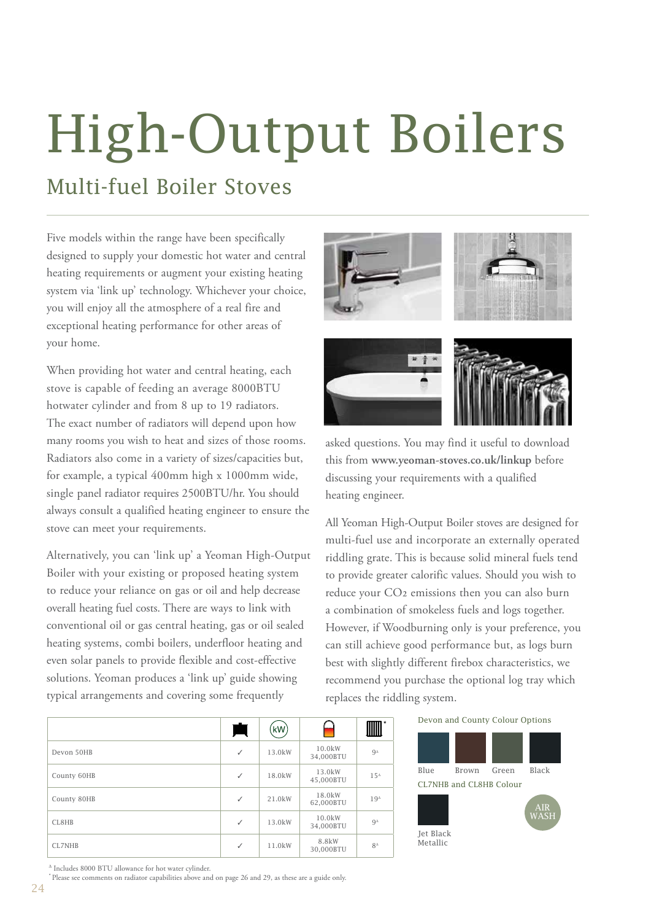# High-Output Boilers

## Multi-fuel Boiler Stoves

Five models within the range have been specifically designed to supply your domestic hot water and central heating requirements or augment your existing heating system via 'link up' technology. Whichever your choice, you will enjoy all the atmosphere of a real fire and exceptional heating performance for other areas of your home.

When providing hot water and central heating, each stove is capable of feeding an average 8000BTU hotwater cylinder and from 8 up to 19 radiators. The exact number of radiators will depend upon how many rooms you wish to heat and sizes of those rooms. Radiators also come in a variety of sizes/capacities but, for example, a typical 400mm high x 1000mm wide, single panel radiator requires 2500BTU/hr. You should always consult a qualified heating engineer to ensure the stove can meet your requirements.

Alternatively, you can 'link up' a Yeoman High-Output Boiler with your existing or proposed heating system to reduce your reliance on gas or oil and help decrease overall heating fuel costs. There are ways to link with conventional oil or gas central heating, gas or oil sealed heating systems, combi boilers, underfloor heating and even solar panels to provide flexible and cost-effective solutions. Yeoman produces a 'link up' guide showing typical arrangements and covering some frequently asked questions. You may find it useful to download this from **www.yeoman-stoves.co.uk/linkup** before discussing your requirements with a qualified heating engineer.

All Yeoman High-Output Boiler stoves are designed for multi-fuel use and incorporate an externally operated riddling grate. This is because solid mineral fuels tend to provide greater calorific values. Should you wish to reduce your $CO_2$ emissions then you can also burn a combination of smokeless fuels and logs together. However, if Woodburning only is your preference, you can still achieve good performance but, as logs burn best with slightly different firebox characteristics, we recommend you purchase the optional log tray which replaces the riddling system.

| | | kW | | * |
|---|---|---|---|---|
| Devon 50HB | ✓ | 13.0kW | 10.0kW 34,000BTU | 9^Δ |
| County 60HB | ✓ | 18.0kW | 13.0kW 45,000BTU | 15^Δ |
| County 80HB | ✓ | 21.0kW | 18.0kW 62,000BTU | 19^Δ |
| CL8HB | ✓ | 13.0kW | 10.0kW 34,000BTU | 9^Δ |
| CL7NHB | ✓ | 11.0kW | 8.8kW 30,000BTU | 8^Δ |

^Δ Includes 8000 BTU allowance for hot water cylinder.
* Please see comments on radiator capabilities above and on page 26 and 29, as these are a guide only.

Devon and County Colour Options

Blue Brown Green Black

CL7NHB and CL8HB Colour

Jet Black Metallic

AIR WASH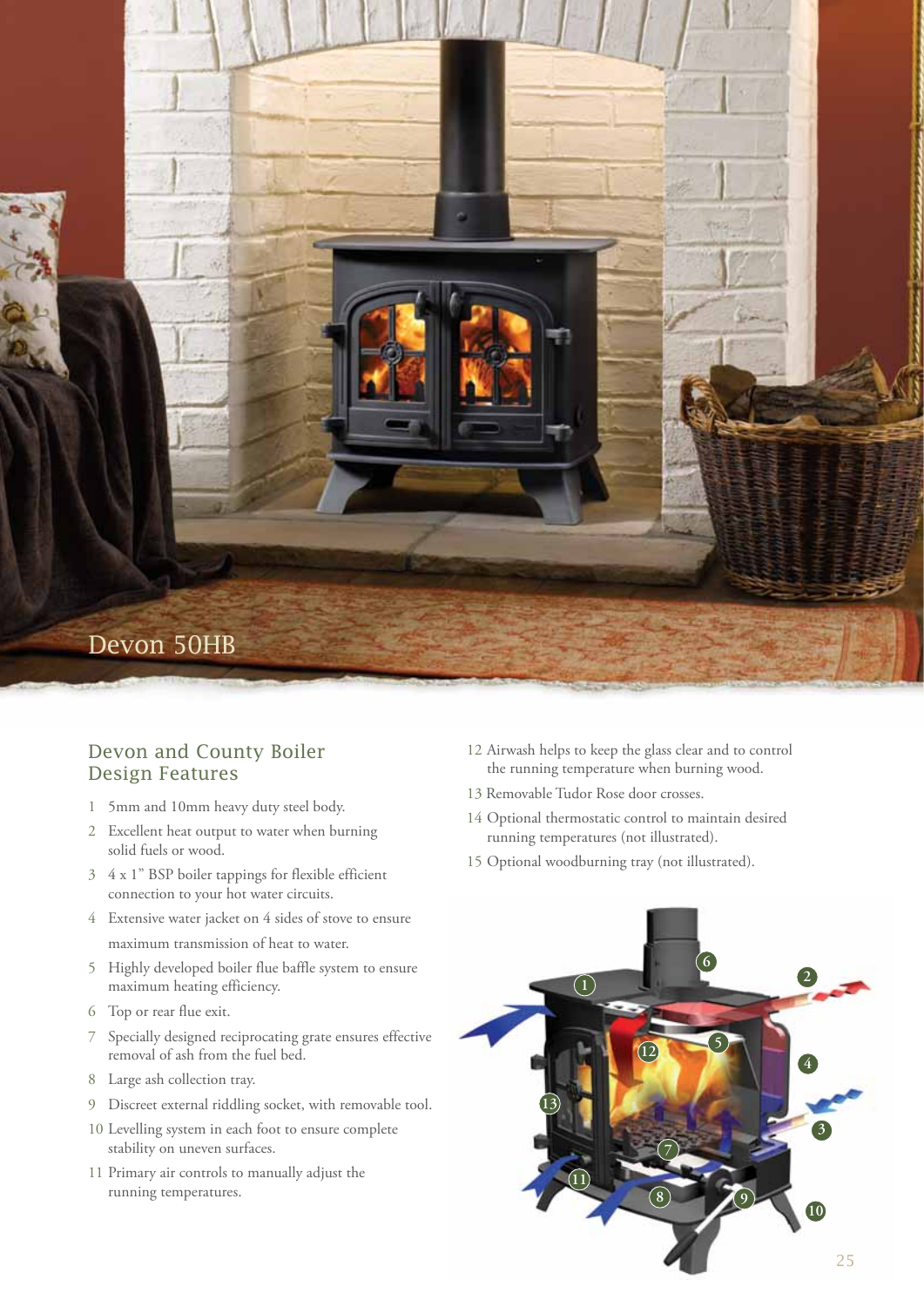Devon 50HB

## Devon and County Boiler Design Features

1. 5mm and 10mm heavy duty steel body.
2. Excellent heat output to water when burning solid fuels or wood.
3. 4 x 1" BSP boiler tappings for flexible efficient connection to your hot water circuits.
4. Extensive water jacket on 4 sides of stove to ensure maximum transmission of heat to water.
5. Highly developed boiler flue baffle system to ensure maximum heating efficiency.
6. Top or rear flue exit.
7. Specially designed reciprocating grate ensures effective removal of ash from the fuel bed.
8. Large ash collection tray.
9. Discreet external riddling socket, with removable tool.
10. Levelling system in each foot to ensure complete stability on uneven surfaces.
11. Primary air controls to manually adjust the running temperatures.
12. Airwash helps to keep the glass clear and to control the running temperature when burning wood.
13. Removable Tudor Rose door crosses.
14. Optional thermostatic control to maintain desired running temperatures (not illustrated).
15. Optional woodburning tray (not illustrated).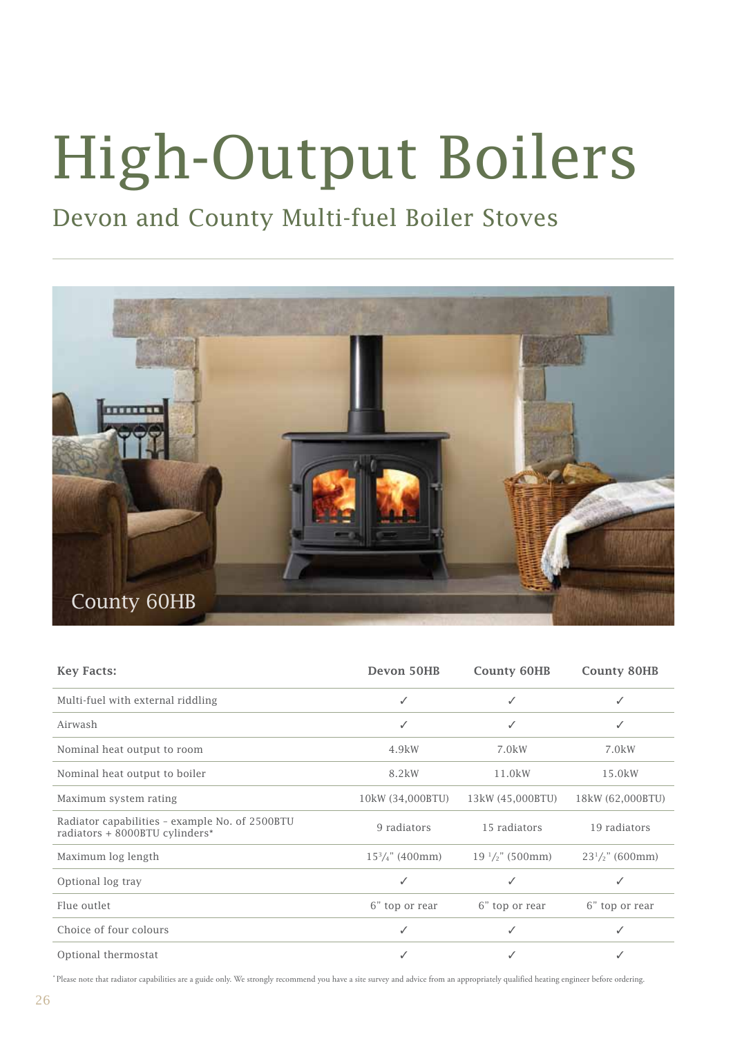# High-Output Boilers

## Devon and County Multi-fuel Boiler Stoves

County 60HB

| Key Facts: | Devon 50HB | County 60HB | County 80HB |
|---|---|---|---|
| Multi-fuel with external riddling | ✓ | ✓ | ✓ |
| Airwash | ✓ | ✓ | ✓ |
| Nominal heat output to room | 4.9kW | 7.0kW | 7.0kW |
| Nominal heat output to boiler | 8.2kW | 11.0kW | 15.0kW |
| Maximum system rating | 10kW (34,000BTU) | 13kW (45,000BTU) | 18kW (62,000BTU) |
| Radiator capabilities - example No. of 2500BTU radiators + 8000BTU cylinders* | 9 radiators | 15 radiators | 19 radiators |
| Maximum log length | 15¾" (400mm) | 19 ½" (500mm) | 23½" (600mm) |
| Optional log tray | ✓ | ✓ | ✓ |
| Flue outlet | 6" top or rear | 6" top or rear | 6" top or rear |
| Choice of four colours | ✓ | ✓ | ✓ |
| Optional thermostat | ✓ | ✓ | ✓ |

*Please note that radiator capabilities are a guide only. We strongly recommend you have a site survey and advice from an appropriately qualified heating engineer before ordering.